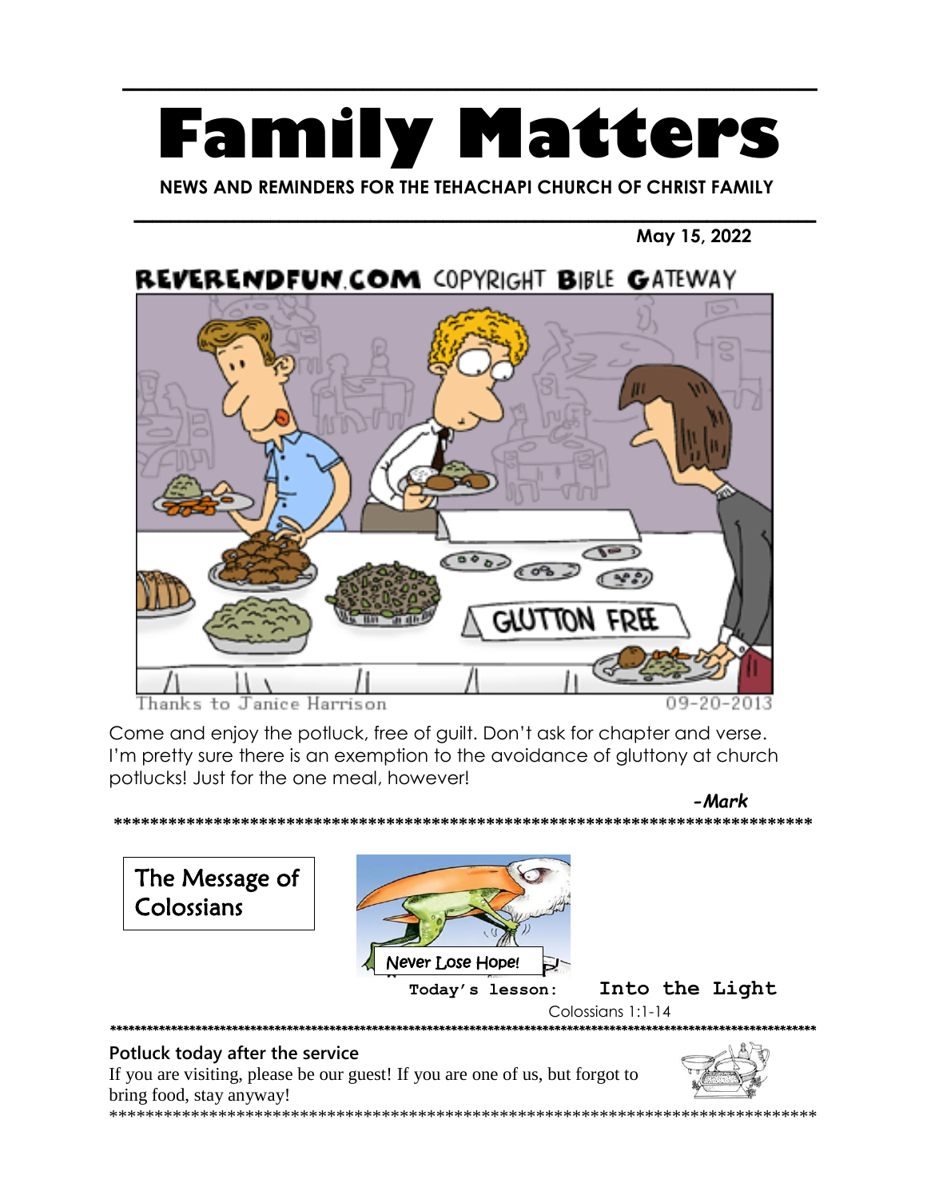# Family Matters

**NEWS AND REMINDERS FOR THE TEHACHAPI CHURCH OF CHRIST FAMILY**

**May 15, 2022**

REVERENDFUN.COM COPYRIGHT BIBLE GATEWAY

Thanks to Janice Harrison 09-20-2013

Come and enjoy the potluck, free of guilt. Don't ask for chapter and verse. I'm pretty sure there is an exemption to the avoidance of gluttony at church potlucks! Just for the one meal, however!

***-Mark***

***************************************************************************

## The Message of Colossians

Never Lose Hope!

**Today's lesson: Into the Light**

Colossians 1:1-14

***************************************************************************

**Potluck today after the service**

If you are visiting, please be our guest! If you are one of us, but forgot to bring food, stay anyway!

***************************************************************************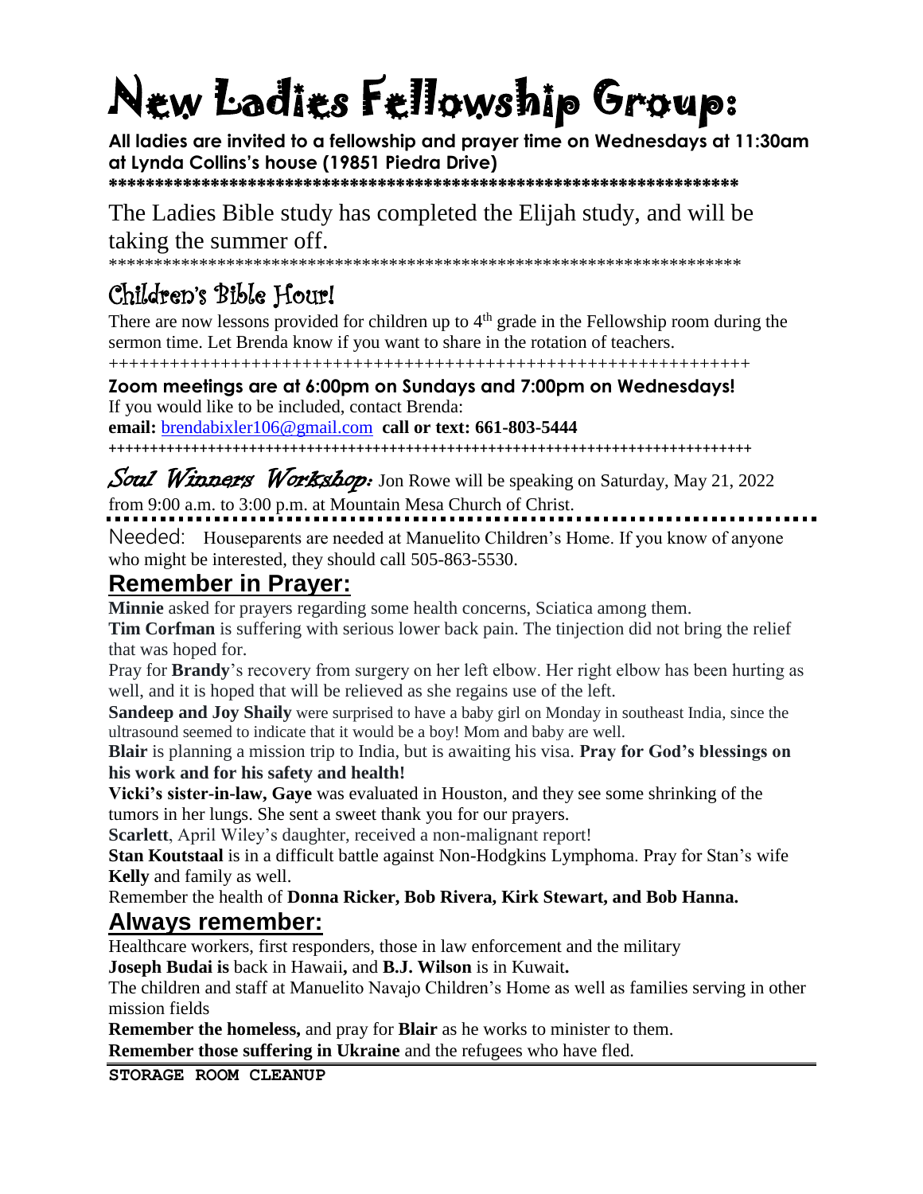# New Ladies Fellowship Group:

**All ladies are invited to a fellowship and prayer time on Wednesdays at 11:30am at Lynda Collins's house (19851 Piedra Drive)**

**\*\*\*\*\*\*\*\*\*\*\*\*\*\*\*\*\*\*\*\*\*\*\*\*\*\*\*\*\*\*\*\*\*\*\*\*\*\*\*\*\*\*\*\*\*\*\*\*\*\*\*\*\*\*\*\*\*\*\*\*\*\*\*\*\*\*\*\***

The Ladies Bible study has completed the Elijah study, and will be taking the summer off.

\*\*\*\*\*\*\*\*\*\*\*\*\*\*\*\*\*\*\*\*\*\*\*\*\*\*\*\*\*\*\*\*\*\*\*\*\*\*\*\*\*\*\*\*\*\*\*\*\*\*\*\*\*\*\*\*\*\*\*\*\*\*\*\*\*\*\*\*\*\*\*\*\*\*

## Children's Bible Hour!

There are now lessons provided for children up to 4th grade in the Fellowship room during the sermon time. Let Brenda know if you want to share in the rotation of teachers.

++++++++++++++++++++++++++++++++++++++++++++++++++++++++++++++++

**Zoom meetings are at 6:00pm on Sundays and 7:00pm on Wednesdays!**

If you would like to be included, contact Brenda:

**email:** brendabixler106@gmail.com **call or text: 661-803-5444**

++++++++++++++++++++++++++++++++++++++++++++++++++++++++++++++++++++++++++++++

***Soul Winners Workshop:*** Jon Rowe will be speaking on Saturday, May 21, 2022 from 9:00 a.m. to 3:00 p.m. at Mountain Mesa Church of Christ.

Needed: Houseparents are needed at Manuelito Children's Home. If you know of anyone who might be interested, they should call 505-863-5530.

## Remember in Prayer:

**Minnie** asked for prayers regarding some health concerns, Sciatica among them.

**Tim Corfman** is suffering with serious lower back pain. The tinjection did not bring the relief that was hoped for.

Pray for **Brandy**'s recovery from surgery on her left elbow. Her right elbow has been hurting as well, and it is hoped that will be relieved as she regains use of the left.

**Sandeep and Joy Shaily** were surprised to have a baby girl on Monday in southeast India, since the ultrasound seemed to indicate that it would be a boy! Mom and baby are well.

**Blair** is planning a mission trip to India, but is awaiting his visa. **Pray for God's blessings on his work and for his safety and health!**

**Vicki's sister-in-law, Gaye** was evaluated in Houston, and they see some shrinking of the tumors in her lungs. She sent a sweet thank you for our prayers.

**Scarlett**, April Wiley's daughter, received a non-malignant report!

**Stan Koutstaal** is in a difficult battle against Non-Hodgkins Lymphoma. Pray for Stan's wife **Kelly** and family as well.

Remember the health of **Donna Ricker, Bob Rivera, Kirk Stewart, and Bob Hanna.**

## Always remember:

Healthcare workers, first responders, those in law enforcement and the military

**Joseph Budai is** back in Hawaii**,** and **B.J. Wilson** is in Kuwait**.**

The children and staff at Manuelito Navajo Children's Home as well as families serving in other mission fields

**Remember the homeless,** and pray for **Blair** as he works to minister to them.

**Remember those suffering in Ukraine** and the refugees who have fled.

**STORAGE ROOM CLEANUP**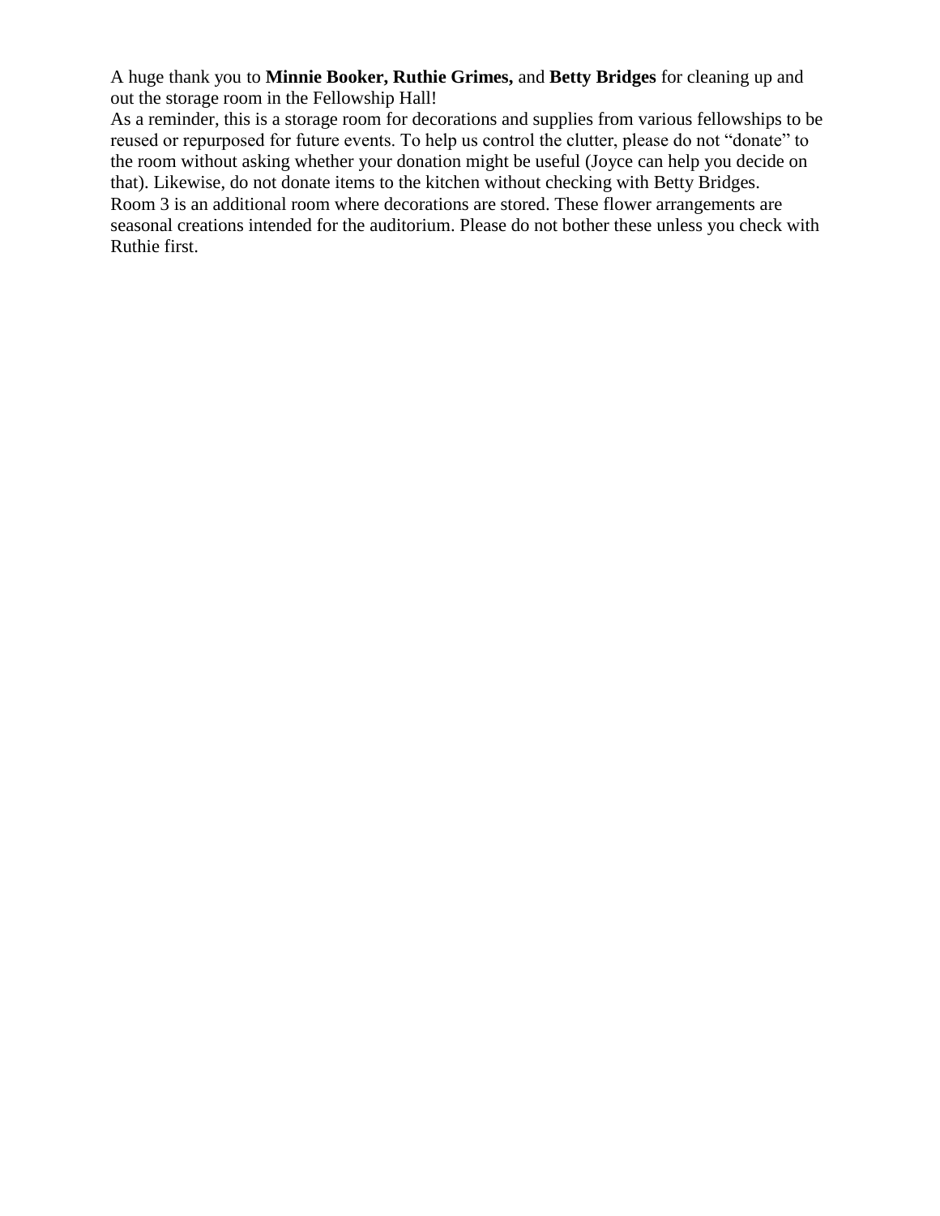A huge thank you to **Minnie Booker, Ruthie Grimes,** and **Betty Bridges** for cleaning up and out the storage room in the Fellowship Hall!

As a reminder, this is a storage room for decorations and supplies from various fellowships to be reused or repurposed for future events. To help us control the clutter, please do not "donate" to the room without asking whether your donation might be useful (Joyce can help you decide on that). Likewise, do not donate items to the kitchen without checking with Betty Bridges.

Room 3 is an additional room where decorations are stored. These flower arrangements are seasonal creations intended for the auditorium. Please do not bother these unless you check with Ruthie first.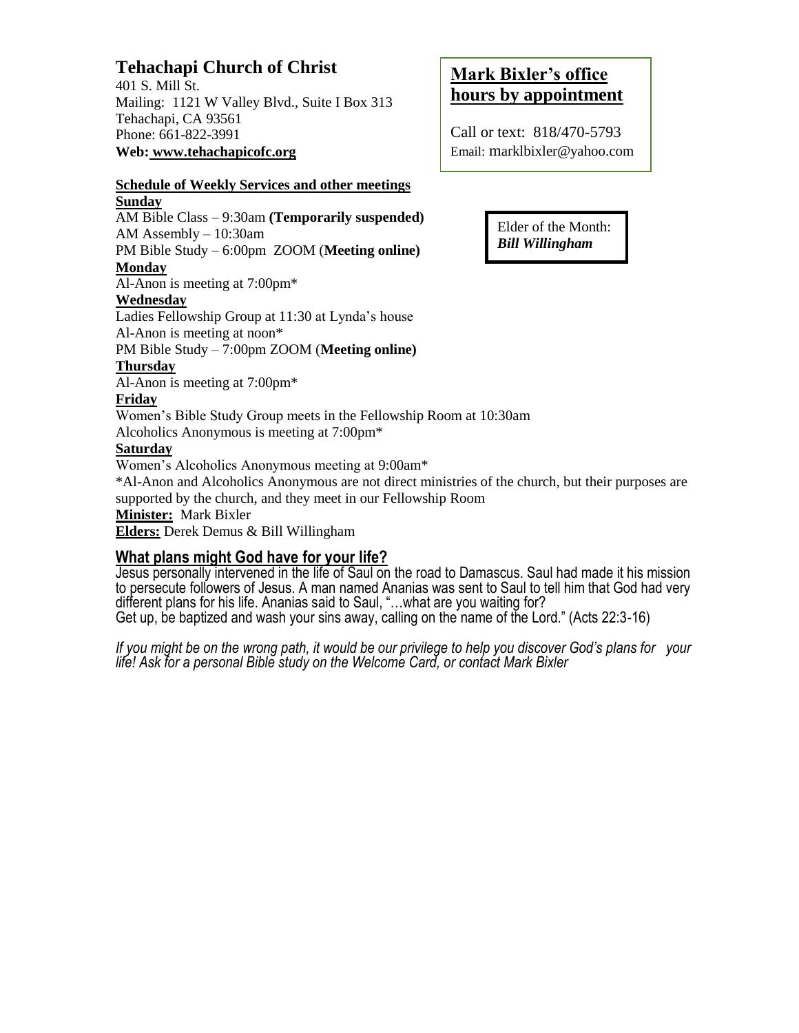## Tehachapi Church of Christ

401 S. Mill St.
Mailing: 1121 W Valley Blvd., Suite I Box 313
Tehachapi, CA 93561
Phone: 661-822-3991
**Web: www.tehachapicofc.org**

### Mark Bixler's office hours by appointment

Call or text: 818/470-5793
Email: marklbixler@yahoo.com

Elder of the Month:
***Bill Willingham***

**Schedule of Weekly Services and other meetings**

**Sunday**

AM Bible Class – 9:30am **(Temporarily suspended)**
AM Assembly – 10:30am
PM Bible Study – 6:00pm ZOOM (**Meeting online)**

**Monday**

Al-Anon is meeting at 7:00pm*

**Wednesday**

Ladies Fellowship Group at 11:30 at Lynda's house
Al-Anon is meeting at noon*
PM Bible Study – 7:00pm ZOOM (**Meeting online)**

**Thursday**

Al-Anon is meeting at 7:00pm*

**Friday**

Women's Bible Study Group meets in the Fellowship Room at 10:30am
Alcoholics Anonymous is meeting at 7:00pm*

**Saturday**

Women's Alcoholics Anonymous meeting at 9:00am*

*Al-Anon and Alcoholics Anonymous are not direct ministries of the church, but their purposes are supported by the church, and they meet in our Fellowship Room

**Minister:** Mark Bixler
**Elders:** Derek Demus & Bill Willingham

### What plans might God have for your life?

Jesus personally intervened in the life of Saul on the road to Damascus. Saul had made it his mission to persecute followers of Jesus. A man named Ananias was sent to Saul to tell him that God had very different plans for his life. Ananias said to Saul, "…what are you waiting for?
Get up, be baptized and wash your sins away, calling on the name of the Lord." (Acts 22:3-16)

*If you might be on the wrong path, it would be our privilege to help you discover God's plans for your life! Ask for a personal Bible study on the Welcome Card, or contact Mark Bixler*